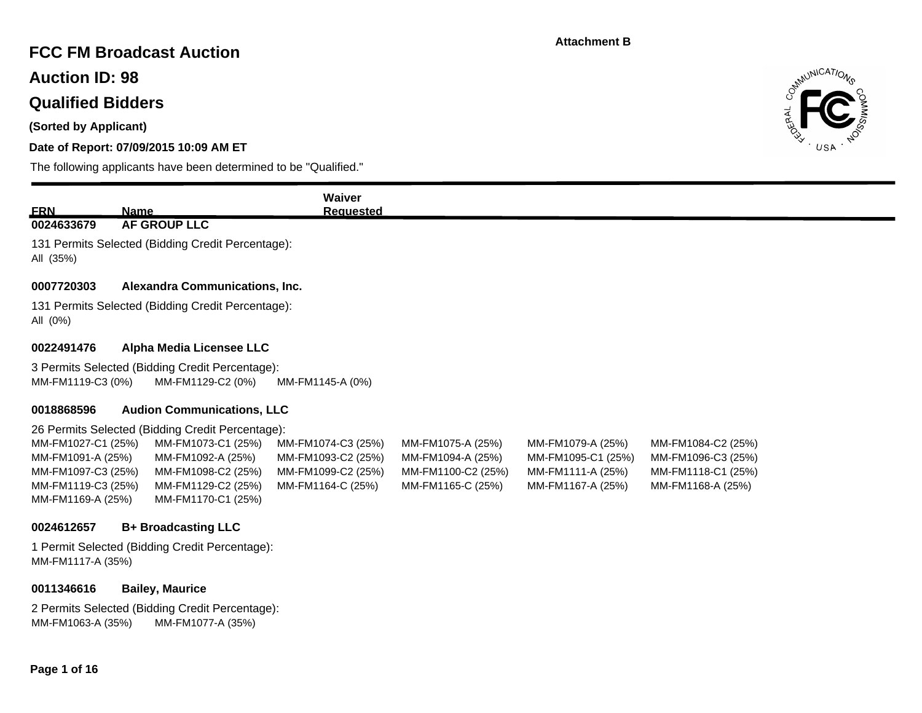Attachment B

# FCC FM Broadcast Auction

## Auction ID: 98

## Qualified Bidders

**(Sorted by Applicant)**

**Date of Report: 07/09/2015 10:09 AM ET**

The following applicants have been determined to be "Qualified."

| FRN | Name | Waiver Requested |
|---|---|---|

**0024633679 AF GROUP LLC**

131 Permits Selected (Bidding Credit Percentage):
All (35%)

**0007720303 Alexandra Communications, Inc.**

131 Permits Selected (Bidding Credit Percentage):
All (0%)

**0022491476 Alpha Media Licensee LLC**

3 Permits Selected (Bidding Credit Percentage):
MM-FM1119-C3 (0%) MM-FM1129-C2 (0%) MM-FM1145-A (0%)

**0018868596 Audion Communications, LLC**

26 Permits Selected (Bidding Credit Percentage):
MM-FM1027-C1 (25%) MM-FM1073-C1 (25%) MM-FM1074-C3 (25%) MM-FM1075-A (25%) MM-FM1079-A (25%) MM-FM1084-C2 (25%)
MM-FM1091-A (25%) MM-FM1092-A (25%) MM-FM1093-C2 (25%) MM-FM1094-A (25%) MM-FM1095-C1 (25%) MM-FM1096-C3 (25%)
MM-FM1097-C3 (25%) MM-FM1098-C2 (25%) MM-FM1099-C2 (25%) MM-FM1100-C2 (25%) MM-FM1111-A (25%) MM-FM1118-C1 (25%)
MM-FM1119-C3 (25%) MM-FM1129-C2 (25%) MM-FM1164-C (25%) MM-FM1165-C (25%) MM-FM1167-A (25%) MM-FM1168-A (25%)
MM-FM1169-A (25%) MM-FM1170-C1 (25%)

**0024612657 B+ Broadcasting LLC**

1 Permit Selected (Bidding Credit Percentage):
MM-FM1117-A (35%)

**0011346616 Bailey, Maurice**

2 Permits Selected (Bidding Credit Percentage):
MM-FM1063-A (35%) MM-FM1077-A (35%)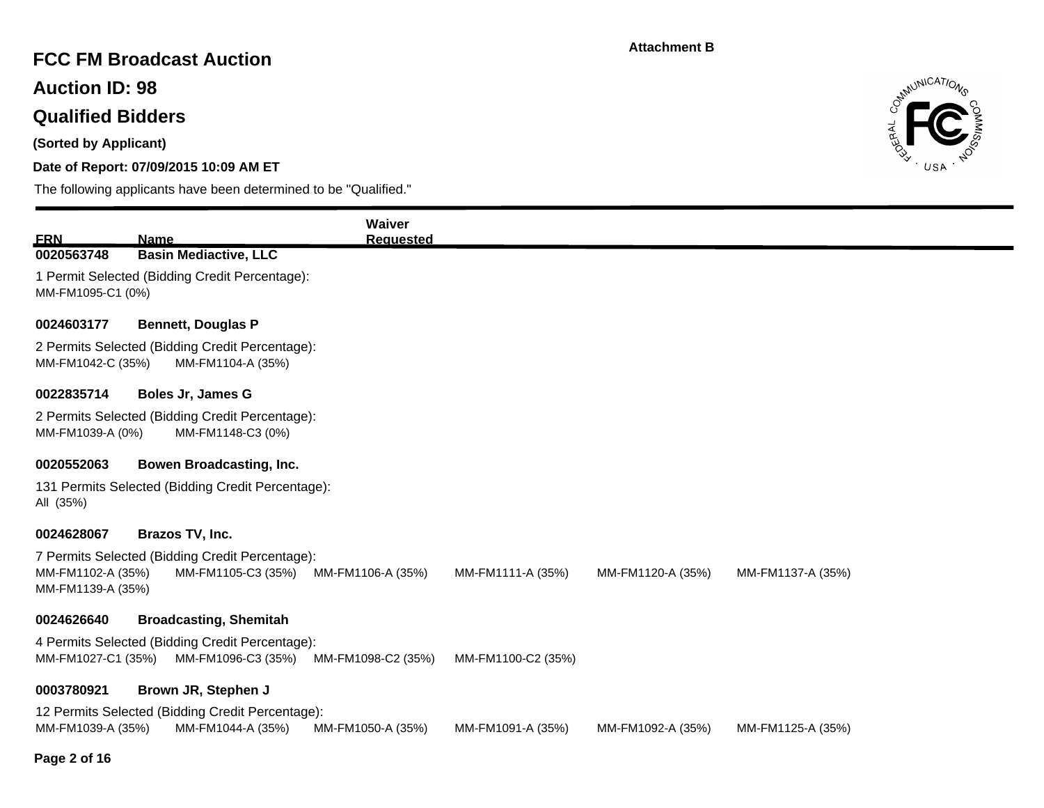Attachment B

# FCC FM Broadcast Auction

## Auction ID: 98

## Qualified Bidders

**(Sorted by Applicant)**

**Date of Report: 07/09/2015 10:09 AM ET**

The following applicants have been determined to be "Qualified."

| FRN | Name | Waiver Requested |
|---|---|---|

**0020563748** **Basin Mediactive, LLC**

1 Permit Selected (Bidding Credit Percentage):
MM-FM1095-C1 (0%)

**0024603177** **Bennett, Douglas P**

2 Permits Selected (Bidding Credit Percentage):
MM-FM1042-C (35%) MM-FM1104-A (35%)

**0022835714** **Boles Jr, James G**

2 Permits Selected (Bidding Credit Percentage):
MM-FM1039-A (0%) MM-FM1148-C3 (0%)

**0020552063** **Bowen Broadcasting, Inc.**

131 Permits Selected (Bidding Credit Percentage):
All (35%)

**0024628067** **Brazos TV, Inc.**

7 Permits Selected (Bidding Credit Percentage):
MM-FM1102-A (35%) MM-FM1105-C3 (35%) MM-FM1106-A (35%) MM-FM1111-A (35%) MM-FM1120-A (35%) MM-FM1137-A (35%) MM-FM1139-A (35%)

**0024626640** **Broadcasting, Shemitah**

4 Permits Selected (Bidding Credit Percentage):
MM-FM1027-C1 (35%) MM-FM1096-C3 (35%) MM-FM1098-C2 (35%) MM-FM1100-C2 (35%)

**0003780921** **Brown JR, Stephen J**

12 Permits Selected (Bidding Credit Percentage):
MM-FM1039-A (35%) MM-FM1044-A (35%) MM-FM1050-A (35%) MM-FM1091-A (35%) MM-FM1092-A (35%) MM-FM1125-A (35%)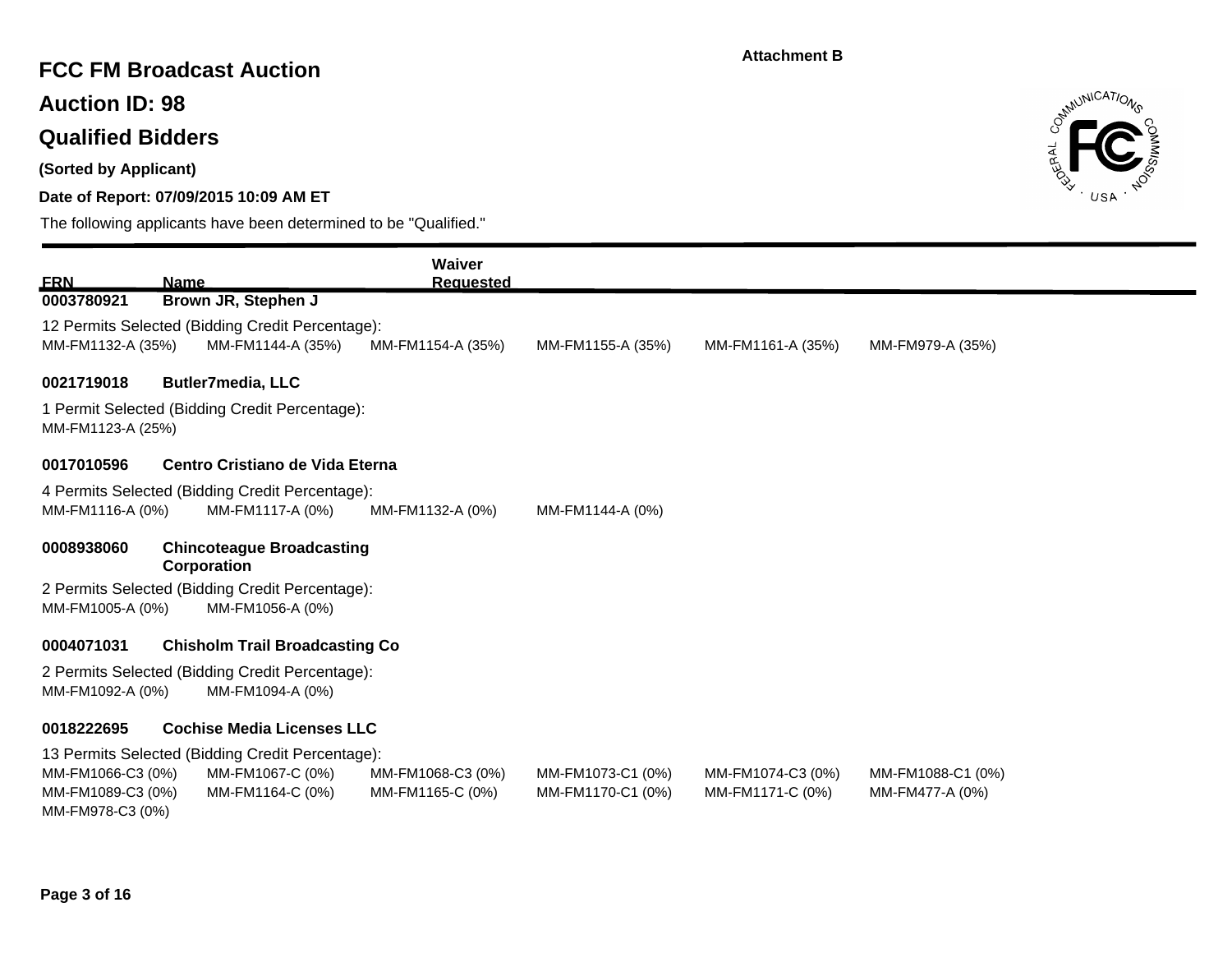Attachment B

# FCC FM Broadcast Auction

## Auction ID: 98

## Qualified Bidders

**(Sorted by Applicant)**

**Date of Report: 07/09/2015 10:09 AM ET**

The following applicants have been determined to be "Qualified."

| FRN | Name | Waiver Requested |
|---|---|---|
| **0003780921** | **Brown JR, Stephen J** | |

12 Permits Selected (Bidding Credit Percentage):

MM-FM1132-A (35%) MM-FM1144-A (35%) MM-FM1154-A (35%) MM-FM1155-A (35%) MM-FM1161-A (35%) MM-FM979-A (35%)

**0021719018 Butler7media, LLC**

1 Permit Selected (Bidding Credit Percentage):

MM-FM1123-A (25%)

**0017010596 Centro Cristiano de Vida Eterna**

4 Permits Selected (Bidding Credit Percentage):

MM-FM1116-A (0%) MM-FM1117-A (0%) MM-FM1132-A (0%) MM-FM1144-A (0%)

**0008938060 Chincoteague Broadcasting Corporation**

2 Permits Selected (Bidding Credit Percentage):

MM-FM1005-A (0%) MM-FM1056-A (0%)

**0004071031 Chisholm Trail Broadcasting Co**

2 Permits Selected (Bidding Credit Percentage):

MM-FM1092-A (0%) MM-FM1094-A (0%)

**0018222695 Cochise Media Licenses LLC**

13 Permits Selected (Bidding Credit Percentage):

MM-FM1066-C3 (0%) MM-FM1067-C (0%) MM-FM1068-C3 (0%) MM-FM1073-C1 (0%) MM-FM1074-C3 (0%) MM-FM1088-C1 (0%)
MM-FM1089-C3 (0%) MM-FM1164-C (0%) MM-FM1165-C (0%) MM-FM1170-C1 (0%) MM-FM1171-C (0%) MM-FM477-A (0%)
MM-FM978-C3 (0%)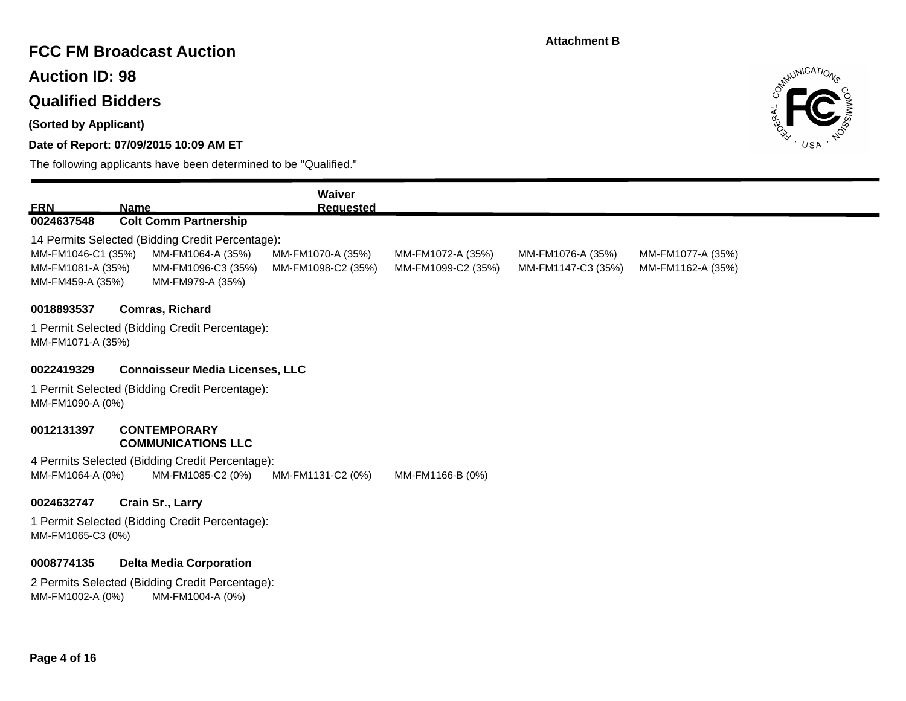Attachment B

# FCC FM Broadcast Auction

## Auction ID: 98

## Qualified Bidders

**(Sorted by Applicant)**

**Date of Report: 07/09/2015 10:09 AM ET**

The following applicants have been determined to be "Qualified."

| FRN | Name | Waiver Requested |
|---|---|---|
| 0024637548 | Colt Comm Partnership | |

14 Permits Selected (Bidding Credit Percentage):

MM-FM1046-C1 (35%) MM-FM1064-A (35%) MM-FM1070-A (35%) MM-FM1072-A (35%) MM-FM1076-A (35%) MM-FM1077-A (35%)
MM-FM1081-A (35%) MM-FM1096-C3 (35%) MM-FM1098-C2 (35%) MM-FM1099-C2 (35%) MM-FM1147-C3 (35%) MM-FM1162-A (35%)
MM-FM459-A (35%) MM-FM979-A (35%)

**0018893537 Comras, Richard**

1 Permit Selected (Bidding Credit Percentage):

MM-FM1071-A (35%)

**0022419329 Connoisseur Media Licenses, LLC**

1 Permit Selected (Bidding Credit Percentage):

MM-FM1090-A (0%)

**0012131397 CONTEMPORARY COMMUNICATIONS LLC**

4 Permits Selected (Bidding Credit Percentage):

MM-FM1064-A (0%) MM-FM1085-C2 (0%) MM-FM1131-C2 (0%) MM-FM1166-B (0%)

**0024632747 Crain Sr., Larry**

1 Permit Selected (Bidding Credit Percentage):

MM-FM1065-C3 (0%)

**0008774135 Delta Media Corporation**

2 Permits Selected (Bidding Credit Percentage):

MM-FM1002-A (0%) MM-FM1004-A (0%)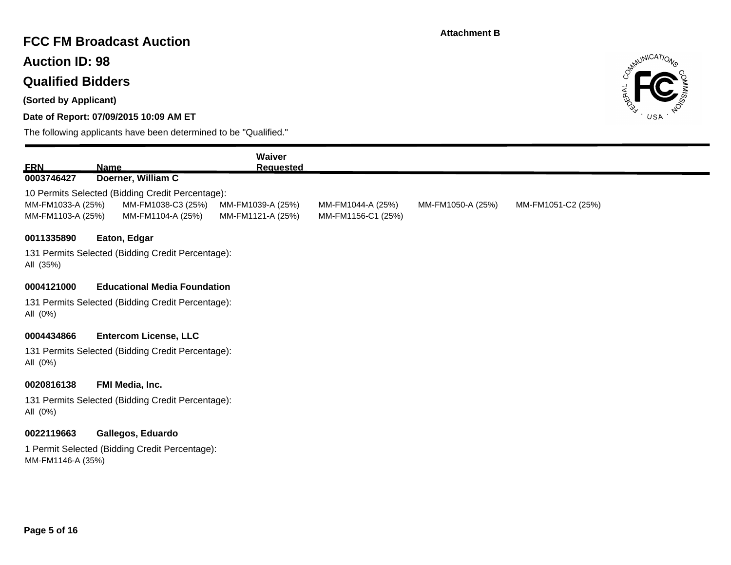Attachment B

# FCC FM Broadcast Auction

## Auction ID: 98

## Qualified Bidders

**(Sorted by Applicant)**

**Date of Report: 07/09/2015 10:09 AM ET**

The following applicants have been determined to be "Qualified."

| FRN | Name | Waiver Requested |
|---|---|---|
| 0003746427 | Doerner, William C | |

10 Permits Selected (Bidding Credit Percentage):

MM-FM1033-A (25%)    MM-FM1038-C3 (25%)    MM-FM1039-A (25%)    MM-FM1044-A (25%)    MM-FM1050-A (25%)    MM-FM1051-C2 (25%)
MM-FM1103-A (25%)    MM-FM1104-A (25%)    MM-FM1121-A (25%)    MM-FM1156-C1 (25%)

**0011335890    Eaton, Edgar**

131 Permits Selected (Bidding Credit Percentage):
All (35%)

**0004121000    Educational Media Foundation**

131 Permits Selected (Bidding Credit Percentage):
All (0%)

**0004434866    Entercom License, LLC**

131 Permits Selected (Bidding Credit Percentage):
All (0%)

**0020816138    FMI Media, Inc.**

131 Permits Selected (Bidding Credit Percentage):
All (0%)

**0022119663    Gallegos, Eduardo**

1 Permit Selected (Bidding Credit Percentage):
MM-FM1146-A (35%)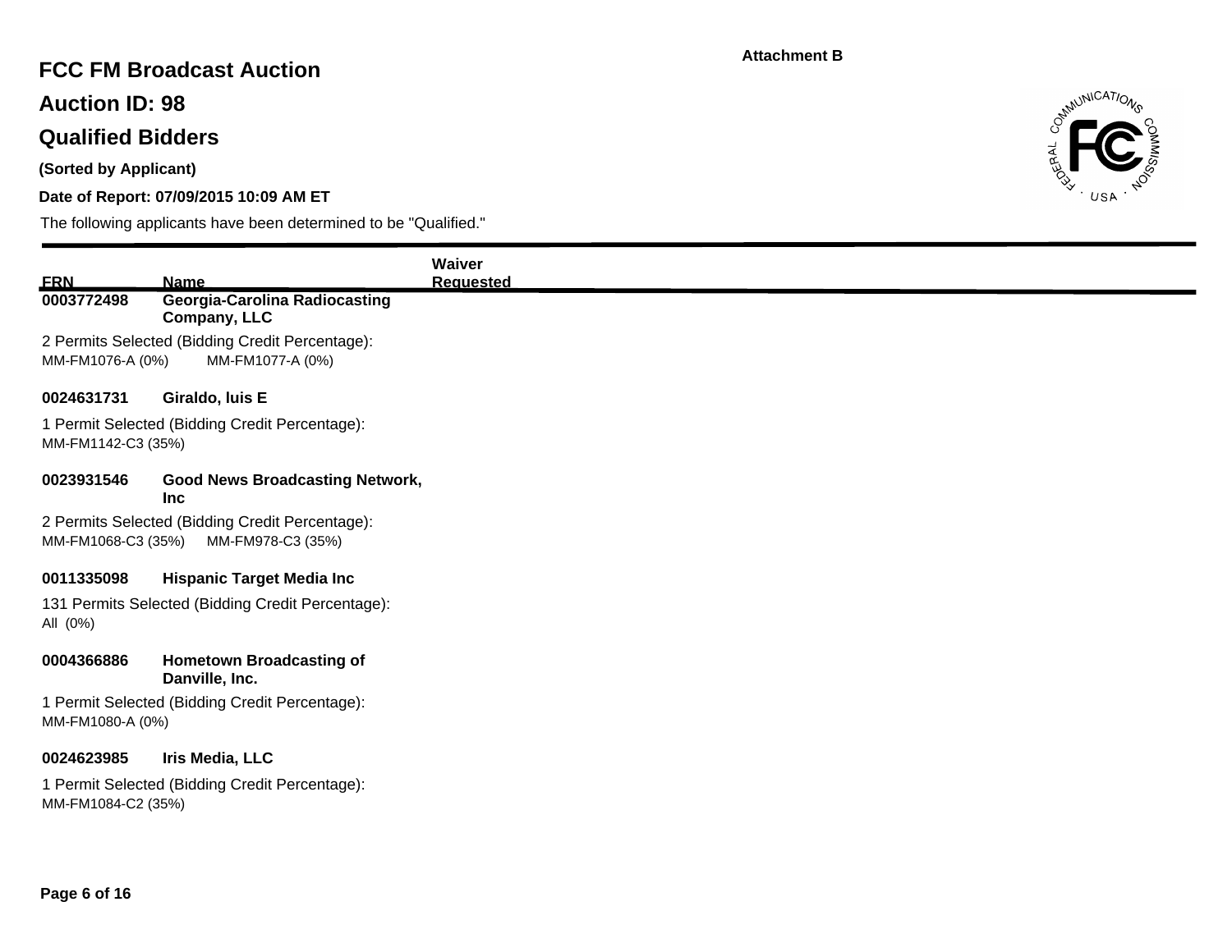Attachment B

# FCC FM Broadcast Auction

## Auction ID: 98

## Qualified Bidders

**(Sorted by Applicant)**

**Date of Report: 07/09/2015 10:09 AM ET**

The following applicants have been determined to be "Qualified."

| FRN | Name | Waiver Requested |
|---|---|---|
| **0003772498** | **Georgia-Carolina Radiocasting Company, LLC** | |

2 Permits Selected (Bidding Credit Percentage):
MM-FM1076-A (0%) MM-FM1077-A (0%)

| FRN | Name | Waiver Requested |
|---|---|---|
| **0024631731** | **Giraldo, luis E** | |

1 Permit Selected (Bidding Credit Percentage):
MM-FM1142-C3 (35%)

| FRN | Name | Waiver Requested |
|---|---|---|
| **0023931546** | **Good News Broadcasting Network, Inc** | |

2 Permits Selected (Bidding Credit Percentage):
MM-FM1068-C3 (35%) MM-FM978-C3 (35%)

| FRN | Name | Waiver Requested |
|---|---|---|
| **0011335098** | **Hispanic Target Media Inc** | |

131 Permits Selected (Bidding Credit Percentage):
All (0%)

| FRN | Name | Waiver Requested |
|---|---|---|
| **0004366886** | **Hometown Broadcasting of Danville, Inc.** | |

1 Permit Selected (Bidding Credit Percentage):
MM-FM1080-A (0%)

| FRN | Name | Waiver Requested |
|---|---|---|
| **0024623985** | **Iris Media, LLC** | |

1 Permit Selected (Bidding Credit Percentage):
MM-FM1084-C2 (35%)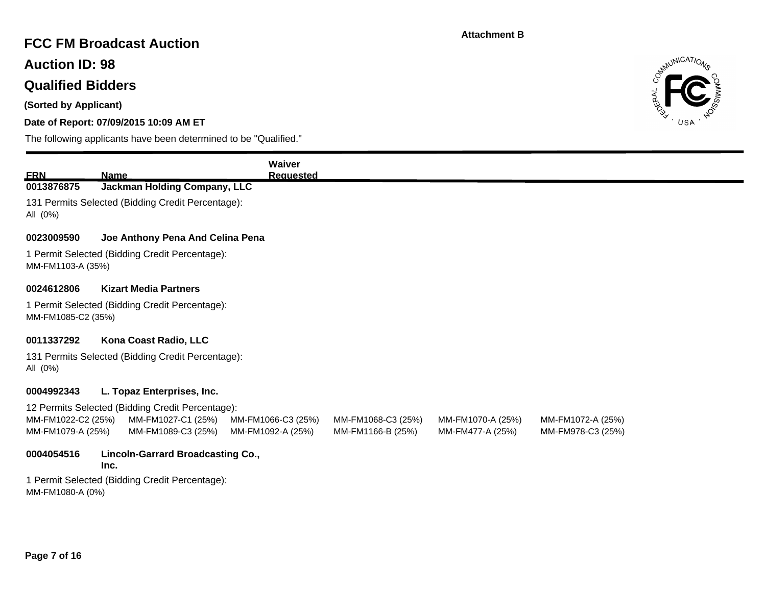Attachment B

# FCC FM Broadcast Auction

## Auction ID: 98

## Qualified Bidders

**(Sorted by Applicant)**

**Date of Report: 07/09/2015 10:09 AM ET**

The following applicants have been determined to be "Qualified."

| FRN | Name | Waiver Requested |
|---|---|---|
| 0013876875 | Jackman Holding Company, LLC | |

131 Permits Selected (Bidding Credit Percentage):
All (0%)

**0023009590** **Joe Anthony Pena And Celina Pena**

1 Permit Selected (Bidding Credit Percentage):
MM-FM1103-A (35%)

**0024612806** **Kizart Media Partners**

1 Permit Selected (Bidding Credit Percentage):
MM-FM1085-C2 (35%)

**0011337292** **Kona Coast Radio, LLC**

131 Permits Selected (Bidding Credit Percentage):
All (0%)

**0004992343** **L. Topaz Enterprises, Inc.**

12 Permits Selected (Bidding Credit Percentage):

| | | | | | |
|---|---|---|---|---|---|
| MM-FM1022-C2 (25%) | MM-FM1027-C1 (25%) | MM-FM1066-C3 (25%) | MM-FM1068-C3 (25%) | MM-FM1070-A (25%) | MM-FM1072-A (25%) |
| MM-FM1079-A (25%) | MM-FM1089-C3 (25%) | MM-FM1092-A (25%) | MM-FM1166-B (25%) | MM-FM477-A (25%) | MM-FM978-C3 (25%) |

**0004054516** **Lincoln-Garrard Broadcasting Co., Inc.**

1 Permit Selected (Bidding Credit Percentage):
MM-FM1080-A (0%)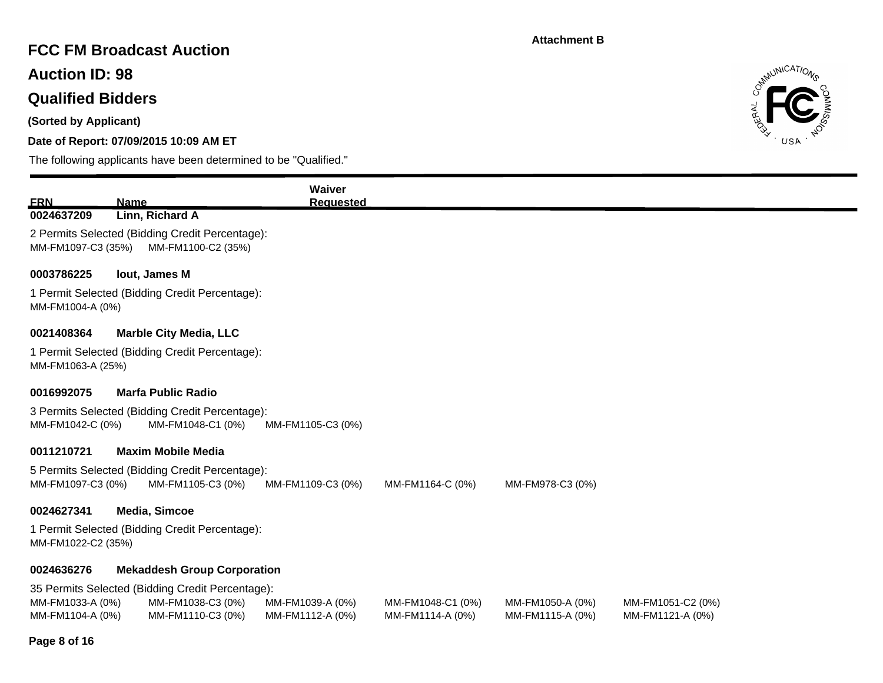Attachment B

# FCC FM Broadcast Auction

## Auction ID: 98

## Qualified Bidders

**(Sorted by Applicant)**

**Date of Report: 07/09/2015 10:09 AM ET**

The following applicants have been determined to be "Qualified."

| FRN | Name | Waiver Requested |
|---|---|---|

**0024637209 Linn, Richard A**

2 Permits Selected (Bidding Credit Percentage):
MM-FM1097-C3 (35%) MM-FM1100-C2 (35%)

**0003786225 lout, James M**

1 Permit Selected (Bidding Credit Percentage):
MM-FM1004-A (0%)

**0021408364 Marble City Media, LLC**

1 Permit Selected (Bidding Credit Percentage):
MM-FM1063-A (25%)

**0016992075 Marfa Public Radio**

3 Permits Selected (Bidding Credit Percentage):
MM-FM1042-C (0%) MM-FM1048-C1 (0%) MM-FM1105-C3 (0%)

**0011210721 Maxim Mobile Media**

5 Permits Selected (Bidding Credit Percentage):
MM-FM1097-C3 (0%) MM-FM1105-C3 (0%) MM-FM1109-C3 (0%) MM-FM1164-C (0%) MM-FM978-C3 (0%)

**0024627341 Media, Simcoe**

1 Permit Selected (Bidding Credit Percentage):
MM-FM1022-C2 (35%)

**0024636276 Mekaddesh Group Corporation**

35 Permits Selected (Bidding Credit Percentage):
MM-FM1033-A (0%) MM-FM1038-C3 (0%) MM-FM1039-A (0%) MM-FM1048-C1 (0%) MM-FM1050-A (0%) MM-FM1051-C2 (0%)
MM-FM1104-A (0%) MM-FM1110-C3 (0%) MM-FM1112-A (0%) MM-FM1114-A (0%) MM-FM1115-A (0%) MM-FM1121-A (0%)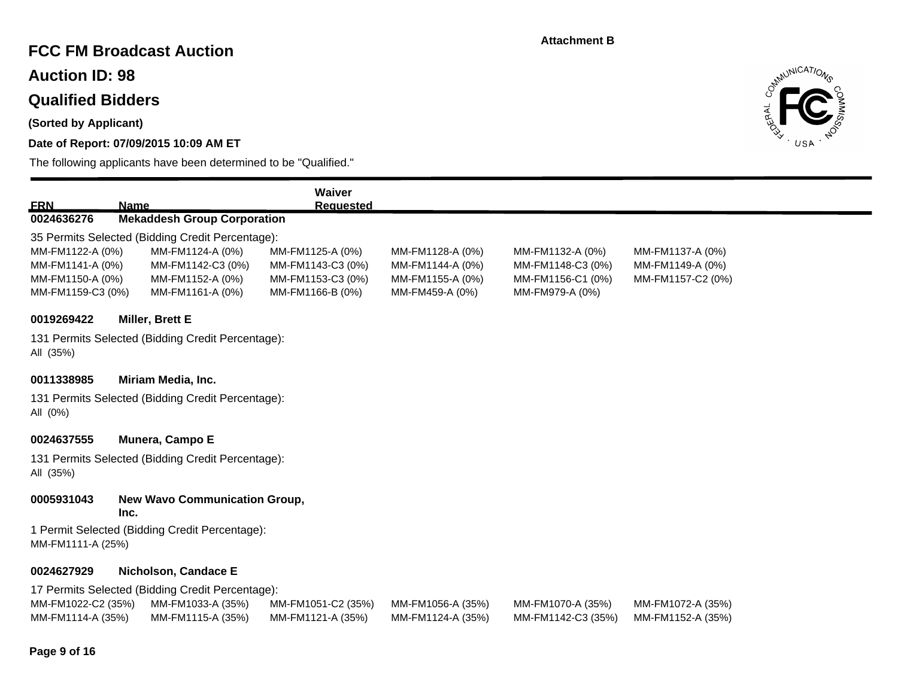Attachment B

# FCC FM Broadcast Auction

## Auction ID: 98

## Qualified Bidders

**(Sorted by Applicant)**

**Date of Report: 07/09/2015 10:09 AM ET**

The following applicants have been determined to be "Qualified."

| FRN | Name | Waiver Requested |
|---|---|---|
| 0024636276 | **Mekaddesh Group Corporation** | |

35 Permits Selected (Bidding Credit Percentage):

| | | | | | |
|---|---|---|---|---|---|
| MM-FM1122-A (0%) | MM-FM1124-A (0%) | MM-FM1125-A (0%) | MM-FM1128-A (0%) | MM-FM1132-A (0%) | MM-FM1137-A (0%) |
| MM-FM1141-A (0%) | MM-FM1142-C3 (0%) | MM-FM1143-C3 (0%) | MM-FM1144-A (0%) | MM-FM1148-C3 (0%) | MM-FM1149-A (0%) |
| MM-FM1150-A (0%) | MM-FM1152-A (0%) | MM-FM1153-C3 (0%) | MM-FM1155-A (0%) | MM-FM1156-C1 (0%) | MM-FM1157-C2 (0%) |
| MM-FM1159-C3 (0%) | MM-FM1161-A (0%) | MM-FM1166-B (0%) | MM-FM459-A (0%) | MM-FM979-A (0%) | |

**0019269422 Miller, Brett E**

131 Permits Selected (Bidding Credit Percentage):
All (35%)

**0011338985 Miriam Media, Inc.**

131 Permits Selected (Bidding Credit Percentage):
All (0%)

**0024637555 Munera, Campo E**

131 Permits Selected (Bidding Credit Percentage):
All (35%)

**0005931043 New Wavo Communication Group, Inc.**

1 Permit Selected (Bidding Credit Percentage):
MM-FM1111-A (25%)

**0024627929 Nicholson, Candace E**

17 Permits Selected (Bidding Credit Percentage):

| | | | | | |
|---|---|---|---|---|---|
| MM-FM1022-C2 (35%) | MM-FM1033-A (35%) | MM-FM1051-C2 (35%) | MM-FM1056-A (35%) | MM-FM1070-A (35%) | MM-FM1072-A (35%) |
| MM-FM1114-A (35%) | MM-FM1115-A (35%) | MM-FM1121-A (35%) | MM-FM1124-A (35%) | MM-FM1142-C3 (35%) | MM-FM1152-A (35%) |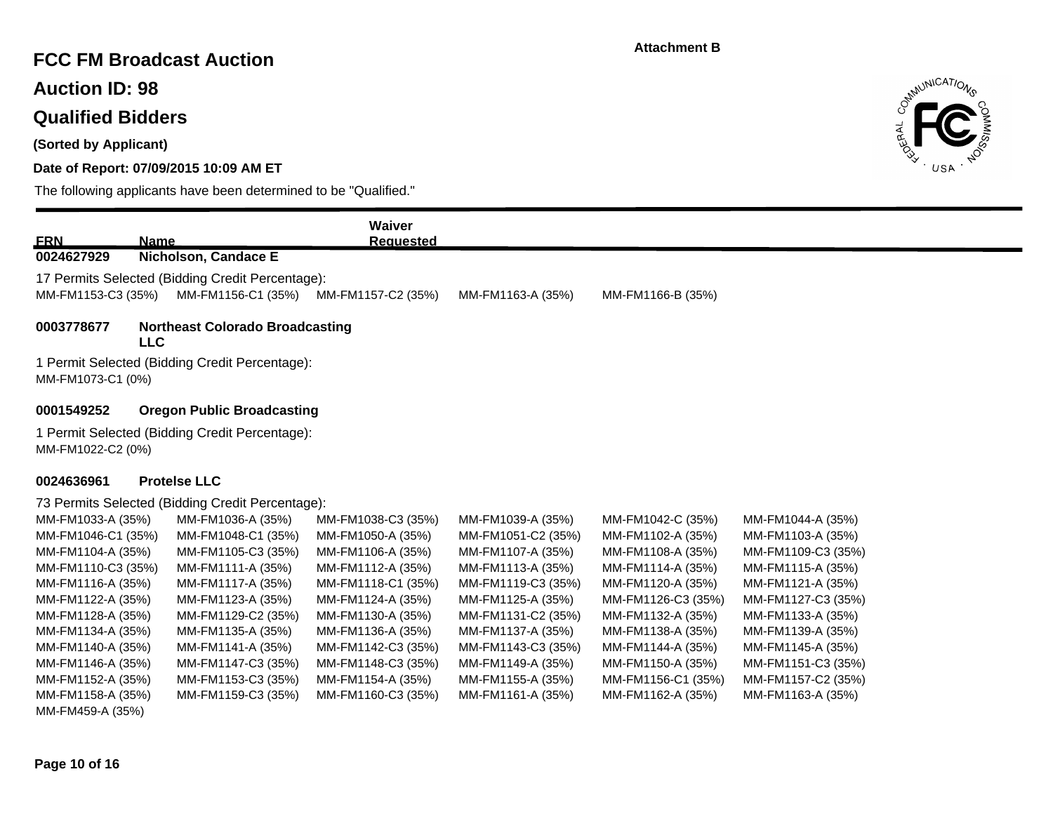Attachment B

# FCC FM Broadcast Auction

## Auction ID: 98

## Qualified Bidders

**(Sorted by Applicant)**

**Date of Report: 07/09/2015 10:09 AM ET**

The following applicants have been determined to be "Qualified."

| FRN | Name | Waiver Requested |
|---|---|---|
| **0024627929** | **Nicholson, Candace E** | |

17 Permits Selected (Bidding Credit Percentage):

MM-FM1153-C3 (35%) MM-FM1156-C1 (35%) MM-FM1157-C2 (35%) MM-FM1163-A (35%) MM-FM1166-B (35%)

| FRN | Name | Waiver Requested |
|---|---|---|
| **0003778677** | **Northeast Colorado Broadcasting LLC** | |

1 Permit Selected (Bidding Credit Percentage):

MM-FM1073-C1 (0%)

| FRN | Name | Waiver Requested |
|---|---|---|
| **0001549252** | **Oregon Public Broadcasting** | |

1 Permit Selected (Bidding Credit Percentage):

MM-FM1022-C2 (0%)

| FRN | Name | Waiver Requested |
|---|---|---|
| **0024636961** | **Protelse LLC** | |

73 Permits Selected (Bidding Credit Percentage):

MM-FM1033-A (35%) MM-FM1036-A (35%) MM-FM1038-C3 (35%) MM-FM1039-A (35%) MM-FM1042-C (35%) MM-FM1044-A (35%)
MM-FM1046-C1 (35%) MM-FM1048-C1 (35%) MM-FM1050-A (35%) MM-FM1051-C2 (35%) MM-FM1102-A (35%) MM-FM1103-A (35%)
MM-FM1104-A (35%) MM-FM1105-C3 (35%) MM-FM1106-A (35%) MM-FM1107-A (35%) MM-FM1108-A (35%) MM-FM1109-C3 (35%)
MM-FM1110-C3 (35%) MM-FM1111-A (35%) MM-FM1112-A (35%) MM-FM1113-A (35%) MM-FM1114-A (35%) MM-FM1115-A (35%)
MM-FM1116-A (35%) MM-FM1117-A (35%) MM-FM1118-C1 (35%) MM-FM1119-C3 (35%) MM-FM1120-A (35%) MM-FM1121-A (35%)
MM-FM1122-A (35%) MM-FM1123-A (35%) MM-FM1124-A (35%) MM-FM1125-A (35%) MM-FM1126-C3 (35%) MM-FM1127-C3 (35%)
MM-FM1128-A (35%) MM-FM1129-C2 (35%) MM-FM1130-A (35%) MM-FM1131-C2 (35%) MM-FM1132-A (35%) MM-FM1133-A (35%)
MM-FM1134-A (35%) MM-FM1135-A (35%) MM-FM1136-A (35%) MM-FM1137-A (35%) MM-FM1138-A (35%) MM-FM1139-A (35%)
MM-FM1140-A (35%) MM-FM1141-A (35%) MM-FM1142-C3 (35%) MM-FM1143-C3 (35%) MM-FM1144-A (35%) MM-FM1145-A (35%)
MM-FM1146-A (35%) MM-FM1147-C3 (35%) MM-FM1148-C3 (35%) MM-FM1149-A (35%) MM-FM1150-A (35%) MM-FM1151-C3 (35%)
MM-FM1152-A (35%) MM-FM1153-C3 (35%) MM-FM1154-A (35%) MM-FM1155-A (35%) MM-FM1156-C1 (35%) MM-FM1157-C2 (35%)
MM-FM1158-A (35%) MM-FM1159-C3 (35%) MM-FM1160-C3 (35%) MM-FM1161-A (35%) MM-FM1162-A (35%) MM-FM1163-A (35%)
MM-FM459-A (35%)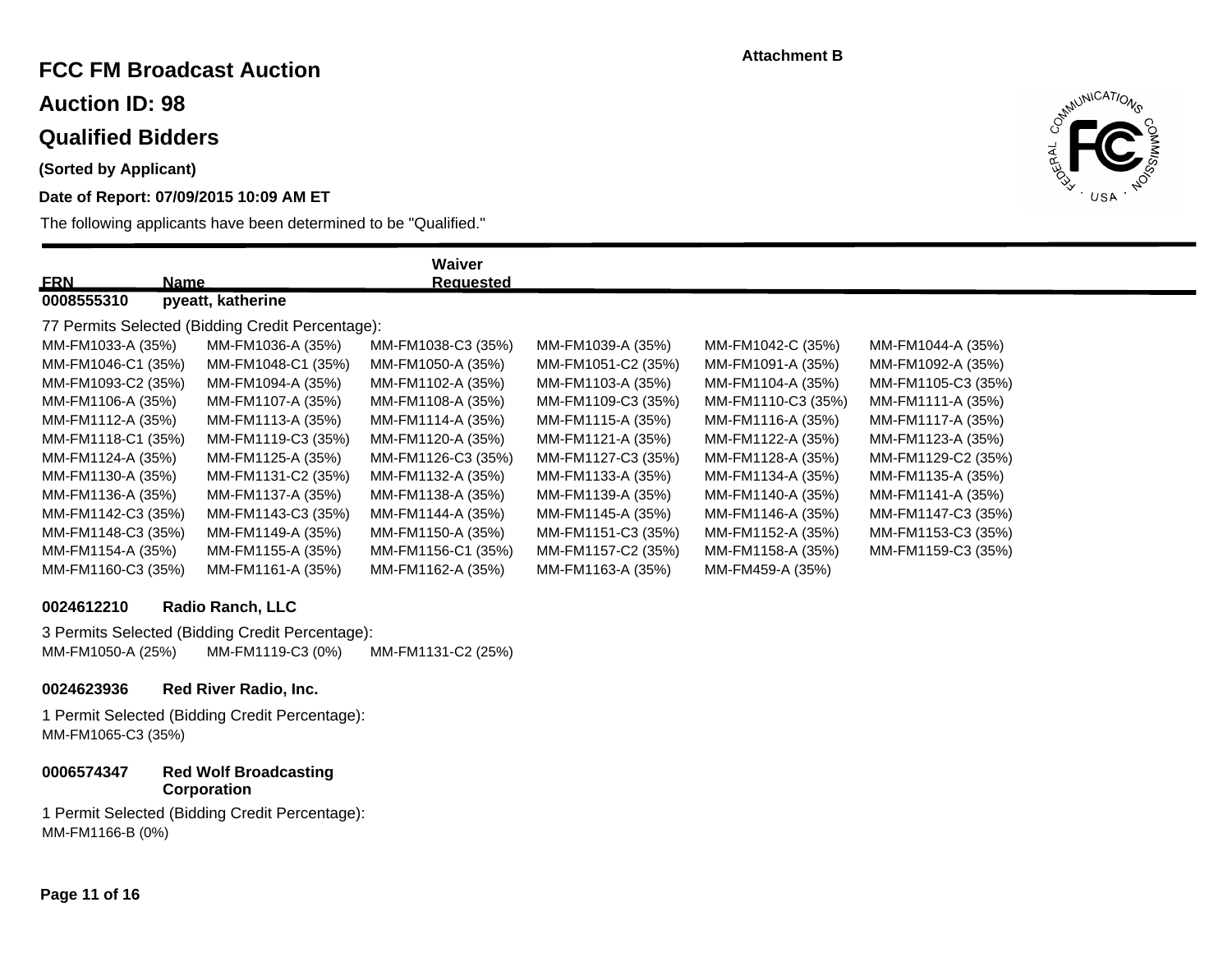Attachment B

# FCC FM Broadcast Auction

## Auction ID: 98

## Qualified Bidders

**(Sorted by Applicant)**

**Date of Report: 07/09/2015 10:09 AM ET**

The following applicants have been determined to be "Qualified."

| FRN | Name | Waiver Requested |
|---|---|---|
| 0008555310 | pyeatt, katherine | |

77 Permits Selected (Bidding Credit Percentage):

| | | | | | |
|---|---|---|---|---|---|
| MM-FM1033-A (35%) | MM-FM1036-A (35%) | MM-FM1038-C3 (35%) | MM-FM1039-A (35%) | MM-FM1042-C (35%) | MM-FM1044-A (35%) |
| MM-FM1046-C1 (35%) | MM-FM1048-C1 (35%) | MM-FM1050-A (35%) | MM-FM1051-C2 (35%) | MM-FM1091-A (35%) | MM-FM1092-A (35%) |
| MM-FM1093-C2 (35%) | MM-FM1094-A (35%) | MM-FM1102-A (35%) | MM-FM1103-A (35%) | MM-FM1104-A (35%) | MM-FM1105-C3 (35%) |
| MM-FM1106-A (35%) | MM-FM1107-A (35%) | MM-FM1108-A (35%) | MM-FM1109-C3 (35%) | MM-FM1110-C3 (35%) | MM-FM1111-A (35%) |
| MM-FM1112-A (35%) | MM-FM1113-A (35%) | MM-FM1114-A (35%) | MM-FM1115-A (35%) | MM-FM1116-A (35%) | MM-FM1117-A (35%) |
| MM-FM1118-C1 (35%) | MM-FM1119-C3 (35%) | MM-FM1120-A (35%) | MM-FM1121-A (35%) | MM-FM1122-A (35%) | MM-FM1123-A (35%) |
| MM-FM1124-A (35%) | MM-FM1125-A (35%) | MM-FM1126-C3 (35%) | MM-FM1127-C3 (35%) | MM-FM1128-A (35%) | MM-FM1129-C2 (35%) |
| MM-FM1130-A (35%) | MM-FM1131-C2 (35%) | MM-FM1132-A (35%) | MM-FM1133-A (35%) | MM-FM1134-A (35%) | MM-FM1135-A (35%) |
| MM-FM1136-A (35%) | MM-FM1137-A (35%) | MM-FM1138-A (35%) | MM-FM1139-A (35%) | MM-FM1140-A (35%) | MM-FM1141-A (35%) |
| MM-FM1142-C3 (35%) | MM-FM1143-C3 (35%) | MM-FM1144-A (35%) | MM-FM1145-A (35%) | MM-FM1146-A (35%) | MM-FM1147-C3 (35%) |
| MM-FM1148-C3 (35%) | MM-FM1149-A (35%) | MM-FM1150-A (35%) | MM-FM1151-C3 (35%) | MM-FM1152-A (35%) | MM-FM1153-C3 (35%) |
| MM-FM1154-A (35%) | MM-FM1155-A (35%) | MM-FM1156-C1 (35%) | MM-FM1157-C2 (35%) | MM-FM1158-A (35%) | MM-FM1159-C3 (35%) |
| MM-FM1160-C3 (35%) | MM-FM1161-A (35%) | MM-FM1162-A (35%) | MM-FM1163-A (35%) | MM-FM459-A (35%) | |

**0024612210 Radio Ranch, LLC**

3 Permits Selected (Bidding Credit Percentage):

MM-FM1050-A (25%) MM-FM1119-C3 (0%) MM-FM1131-C2 (25%)

**0024623936 Red River Radio, Inc.**

1 Permit Selected (Bidding Credit Percentage):

MM-FM1065-C3 (35%)

**0006574347 Red Wolf Broadcasting Corporation**

1 Permit Selected (Bidding Credit Percentage):

MM-FM1166-B (0%)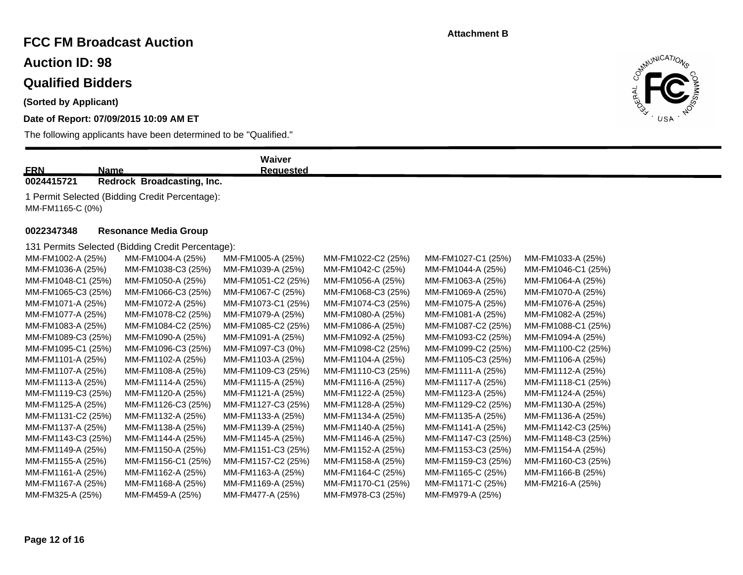**Attachment B**

# FCC FM Broadcast Auction

## Auction ID: 98

## Qualified Bidders

**(Sorted by Applicant)**

**Date of Report: 07/09/2015 10:09 AM ET**

The following applicants have been determined to be "Qualified."

| FRN | Name | Waiver Requested |
|---|---|---|
| **0024415721** | **Redrock Broadcasting, Inc.** | |

1 Permit Selected (Bidding Credit Percentage):

MM-FM1165-C (0%)

| FRN | Name | Waiver Requested |
|---|---|---|
| **0022347348** | **Resonance Media Group** | |

131 Permits Selected (Bidding Credit Percentage):

| | | | | | |
|---|---|---|---|---|---|
| MM-FM1002-A (25%) | MM-FM1004-A (25%) | MM-FM1005-A (25%) | MM-FM1022-C2 (25%) | MM-FM1027-C1 (25%) | MM-FM1033-A (25%) |
| MM-FM1036-A (25%) | MM-FM1038-C3 (25%) | MM-FM1039-A (25%) | MM-FM1042-C (25%) | MM-FM1044-A (25%) | MM-FM1046-C1 (25%) |
| MM-FM1048-C1 (25%) | MM-FM1050-A (25%) | MM-FM1051-C2 (25%) | MM-FM1056-A (25%) | MM-FM1063-A (25%) | MM-FM1064-A (25%) |
| MM-FM1065-C3 (25%) | MM-FM1066-C3 (25%) | MM-FM1067-C (25%) | MM-FM1068-C3 (25%) | MM-FM1069-A (25%) | MM-FM1070-A (25%) |
| MM-FM1071-A (25%) | MM-FM1072-A (25%) | MM-FM1073-C1 (25%) | MM-FM1074-C3 (25%) | MM-FM1075-A (25%) | MM-FM1076-A (25%) |
| MM-FM1077-A (25%) | MM-FM1078-C2 (25%) | MM-FM1079-A (25%) | MM-FM1080-A (25%) | MM-FM1081-A (25%) | MM-FM1082-A (25%) |
| MM-FM1083-A (25%) | MM-FM1084-C2 (25%) | MM-FM1085-C2 (25%) | MM-FM1086-A (25%) | MM-FM1087-C2 (25%) | MM-FM1088-C1 (25%) |
| MM-FM1089-C3 (25%) | MM-FM1090-A (25%) | MM-FM1091-A (25%) | MM-FM1092-A (25%) | MM-FM1093-C2 (25%) | MM-FM1094-A (25%) |
| MM-FM1095-C1 (25%) | MM-FM1096-C3 (25%) | MM-FM1097-C3 (0%) | MM-FM1098-C2 (25%) | MM-FM1099-C2 (25%) | MM-FM1100-C2 (25%) |
| MM-FM1101-A (25%) | MM-FM1102-A (25%) | MM-FM1103-A (25%) | MM-FM1104-A (25%) | MM-FM1105-C3 (25%) | MM-FM1106-A (25%) |
| MM-FM1107-A (25%) | MM-FM1108-A (25%) | MM-FM1109-C3 (25%) | MM-FM1110-C3 (25%) | MM-FM1111-A (25%) | MM-FM1112-A (25%) |
| MM-FM1113-A (25%) | MM-FM1114-A (25%) | MM-FM1115-A (25%) | MM-FM1116-A (25%) | MM-FM1117-A (25%) | MM-FM1118-C1 (25%) |
| MM-FM1119-C3 (25%) | MM-FM1120-A (25%) | MM-FM1121-A (25%) | MM-FM1122-A (25%) | MM-FM1123-A (25%) | MM-FM1124-A (25%) |
| MM-FM1125-A (25%) | MM-FM1126-C3 (25%) | MM-FM1127-C3 (25%) | MM-FM1128-A (25%) | MM-FM1129-C2 (25%) | MM-FM1130-A (25%) |
| MM-FM1131-C2 (25%) | MM-FM1132-A (25%) | MM-FM1133-A (25%) | MM-FM1134-A (25%) | MM-FM1135-A (25%) | MM-FM1136-A (25%) |
| MM-FM1137-A (25%) | MM-FM1138-A (25%) | MM-FM1139-A (25%) | MM-FM1140-A (25%) | MM-FM1141-A (25%) | MM-FM1142-C3 (25%) |
| MM-FM1143-C3 (25%) | MM-FM1144-A (25%) | MM-FM1145-A (25%) | MM-FM1146-A (25%) | MM-FM1147-C3 (25%) | MM-FM1148-C3 (25%) |
| MM-FM1149-A (25%) | MM-FM1150-A (25%) | MM-FM1151-C3 (25%) | MM-FM1152-A (25%) | MM-FM1153-C3 (25%) | MM-FM1154-A (25%) |
| MM-FM1155-A (25%) | MM-FM1156-C1 (25%) | MM-FM1157-C2 (25%) | MM-FM1158-A (25%) | MM-FM1159-C3 (25%) | MM-FM1160-C3 (25%) |
| MM-FM1161-A (25%) | MM-FM1162-A (25%) | MM-FM1163-A (25%) | MM-FM1164-C (25%) | MM-FM1165-C (25%) | MM-FM1166-B (25%) |
| MM-FM1167-A (25%) | MM-FM1168-A (25%) | MM-FM1169-A (25%) | MM-FM1170-C1 (25%) | MM-FM1171-C (25%) | MM-FM216-A (25%) |
| MM-FM325-A (25%) | MM-FM459-A (25%) | MM-FM477-A (25%) | MM-FM978-C3 (25%) | MM-FM979-A (25%) | |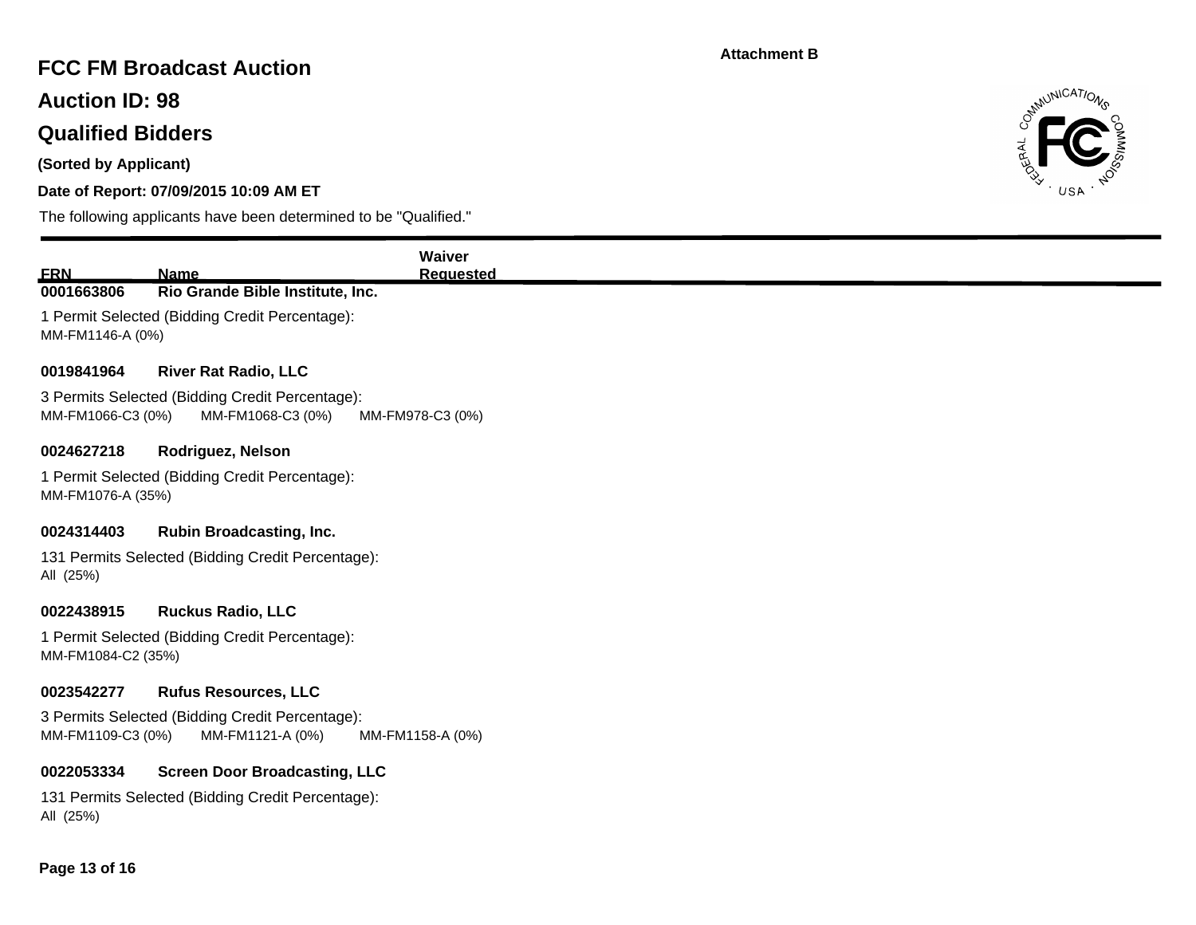Attachment B

# FCC FM Broadcast Auction

## Auction ID: 98

## Qualified Bidders

**(Sorted by Applicant)**

**Date of Report: 07/09/2015 10:09 AM ET**

The following applicants have been determined to be "Qualified."

| FRN | Name | Waiver Requested |
|---|---|---|
| 0001663806 | Rio Grande Bible Institute, Inc. | |

1 Permit Selected (Bidding Credit Percentage):
MM-FM1146-A (0%)

**0019841964 River Rat Radio, LLC**

3 Permits Selected (Bidding Credit Percentage):
MM-FM1066-C3 (0%) MM-FM1068-C3 (0%) MM-FM978-C3 (0%)

**0024627218 Rodriguez, Nelson**

1 Permit Selected (Bidding Credit Percentage):
MM-FM1076-A (35%)

**0024314403 Rubin Broadcasting, Inc.**

131 Permits Selected (Bidding Credit Percentage):
All (25%)

**0022438915 Ruckus Radio, LLC**

1 Permit Selected (Bidding Credit Percentage):
MM-FM1084-C2 (35%)

**0023542277 Rufus Resources, LLC**

3 Permits Selected (Bidding Credit Percentage):
MM-FM1109-C3 (0%) MM-FM1121-A (0%) MM-FM1158-A (0%)

**0022053334 Screen Door Broadcasting, LLC**

131 Permits Selected (Bidding Credit Percentage):
All (25%)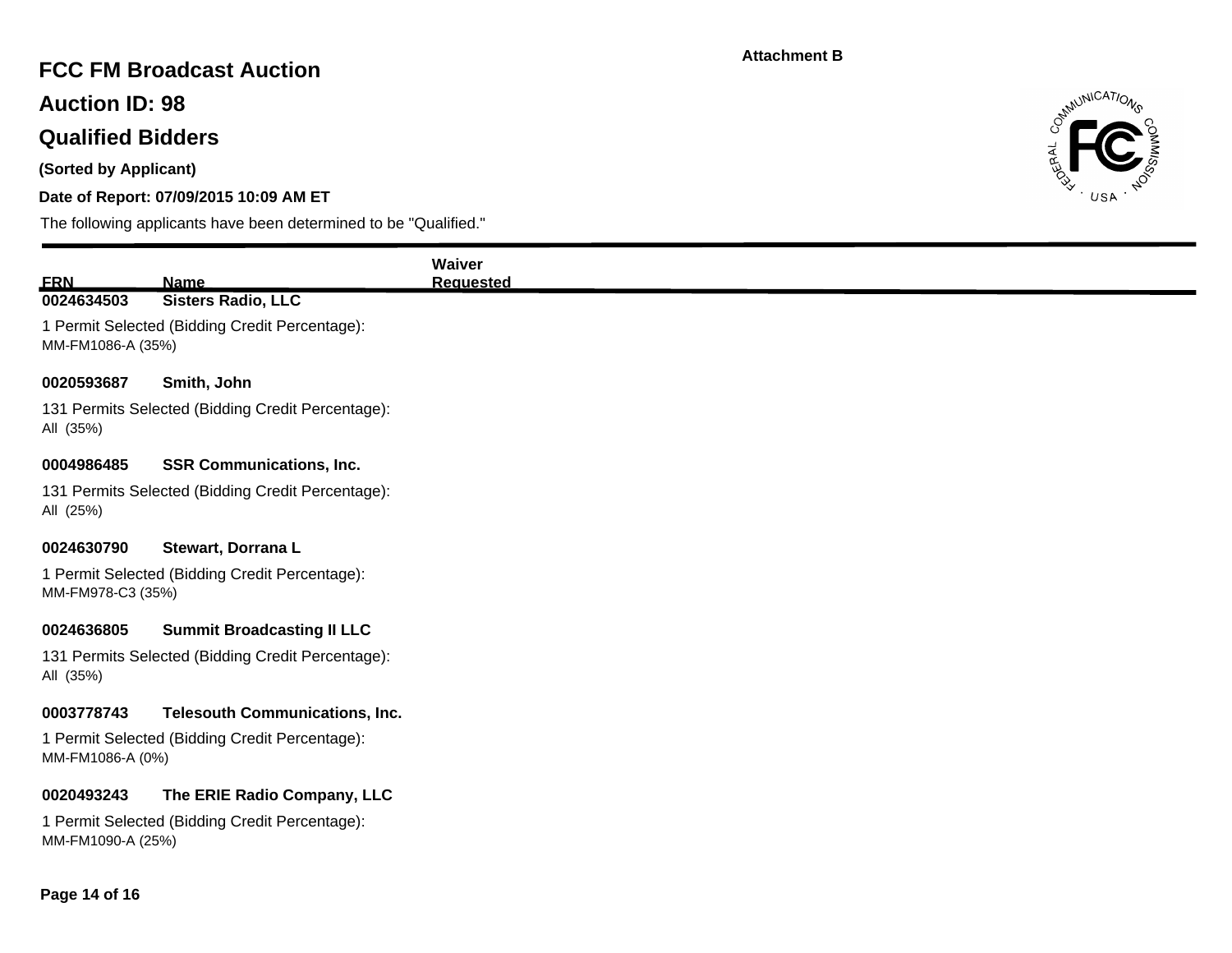Attachment B

# FCC FM Broadcast Auction

## Auction ID: 98

## Qualified Bidders

**(Sorted by Applicant)**

**Date of Report: 07/09/2015 10:09 AM ET**

The following applicants have been determined to be "Qualified."

| FRN | Name | Waiver Requested |
|---|---|---|
| 0024634503 | Sisters Radio, LLC | |

1 Permit Selected (Bidding Credit Percentage):
MM-FM1086-A (35%)

| FRN | Name | Waiver Requested |
|---|---|---|
| 0020593687 | Smith, John | |

131 Permits Selected (Bidding Credit Percentage):
All (35%)

| FRN | Name | Waiver Requested |
|---|---|---|
| 0004986485 | SSR Communications, Inc. | |

131 Permits Selected (Bidding Credit Percentage):
All (25%)

| FRN | Name | Waiver Requested |
|---|---|---|
| 0024630790 | Stewart, Dorrana L | |

1 Permit Selected (Bidding Credit Percentage):
MM-FM978-C3 (35%)

| FRN | Name | Waiver Requested |
|---|---|---|
| 0024636805 | Summit Broadcasting II LLC | |

131 Permits Selected (Bidding Credit Percentage):
All (35%)

| FRN | Name | Waiver Requested |
|---|---|---|
| 0003778743 | Telesouth Communications, Inc. | |

1 Permit Selected (Bidding Credit Percentage):
MM-FM1086-A (0%)

| FRN | Name | Waiver Requested |
|---|---|---|
| 0020493243 | The ERIE Radio Company, LLC | |

1 Permit Selected (Bidding Credit Percentage):
MM-FM1090-A (25%)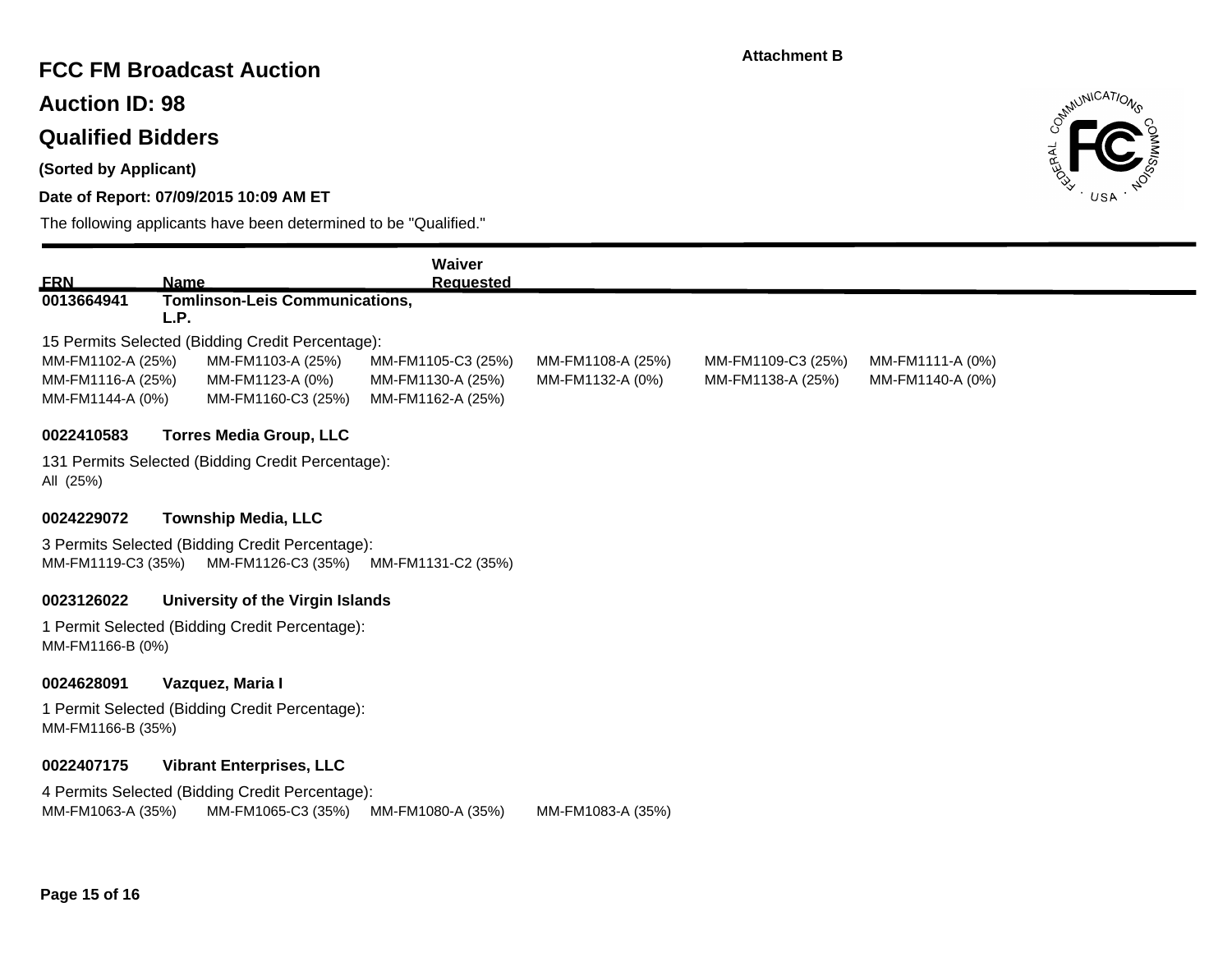Attachment B

# FCC FM Broadcast Auction

## Auction ID: 98

## Qualified Bidders

**(Sorted by Applicant)**

**Date of Report: 07/09/2015 10:09 AM ET**

The following applicants have been determined to be "Qualified."

| FRN | Name | Waiver Requested |
|---|---|---|
| 0013664941 | Tomlinson-Leis Communications, L.P. | |

15 Permits Selected (Bidding Credit Percentage):

MM-FM1102-A (25%) MM-FM1103-A (25%) MM-FM1105-C3 (25%) MM-FM1108-A (25%) MM-FM1109-C3 (25%) MM-FM1111-A (0%)
MM-FM1116-A (25%) MM-FM1123-A (0%) MM-FM1130-A (25%) MM-FM1132-A (0%) MM-FM1138-A (25%) MM-FM1140-A (0%)
MM-FM1144-A (0%) MM-FM1160-C3 (25%) MM-FM1162-A (25%)

**0022410583 Torres Media Group, LLC**

131 Permits Selected (Bidding Credit Percentage):

All (25%)

**0024229072 Township Media, LLC**

3 Permits Selected (Bidding Credit Percentage):

MM-FM1119-C3 (35%) MM-FM1126-C3 (35%) MM-FM1131-C2 (35%)

**0023126022 University of the Virgin Islands**

1 Permit Selected (Bidding Credit Percentage):

MM-FM1166-B (0%)

**0024628091 Vazquez, Maria I**

1 Permit Selected (Bidding Credit Percentage):

MM-FM1166-B (35%)

**0022407175 Vibrant Enterprises, LLC**

4 Permits Selected (Bidding Credit Percentage):

MM-FM1063-A (35%) MM-FM1065-C3 (35%) MM-FM1080-A (35%) MM-FM1083-A (35%)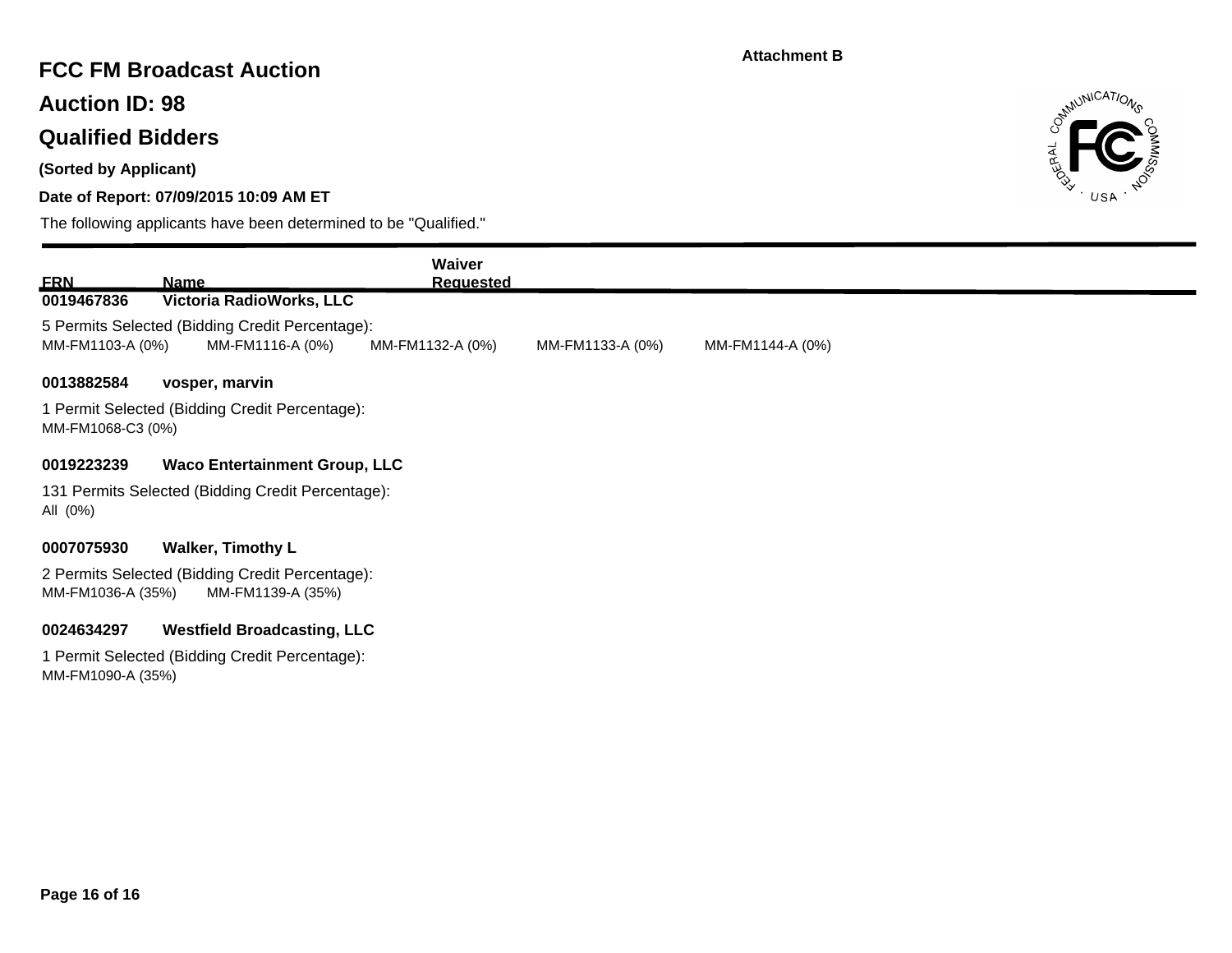Attachment B

# FCC FM Broadcast Auction

## Auction ID: 98

## Qualified Bidders

**(Sorted by Applicant)**

**Date of Report: 07/09/2015 10:09 AM ET**

The following applicants have been determined to be "Qualified."

| FRN | Name | Waiver Requested |
|---|---|---|
| **0019467836** | **Victoria RadioWorks, LLC** | |

5 Permits Selected (Bidding Credit Percentage):
MM-FM1103-A (0%) MM-FM1116-A (0%) MM-FM1132-A (0%) MM-FM1133-A (0%) MM-FM1144-A (0%)

**0013882584 vosper, marvin**

1 Permit Selected (Bidding Credit Percentage):
MM-FM1068-C3 (0%)

**0019223239 Waco Entertainment Group, LLC**

131 Permits Selected (Bidding Credit Percentage):
All (0%)

**0007075930 Walker, Timothy L**

2 Permits Selected (Bidding Credit Percentage):
MM-FM1036-A (35%) MM-FM1139-A (35%)

**0024634297 Westfield Broadcasting, LLC**

1 Permit Selected (Bidding Credit Percentage):
MM-FM1090-A (35%)